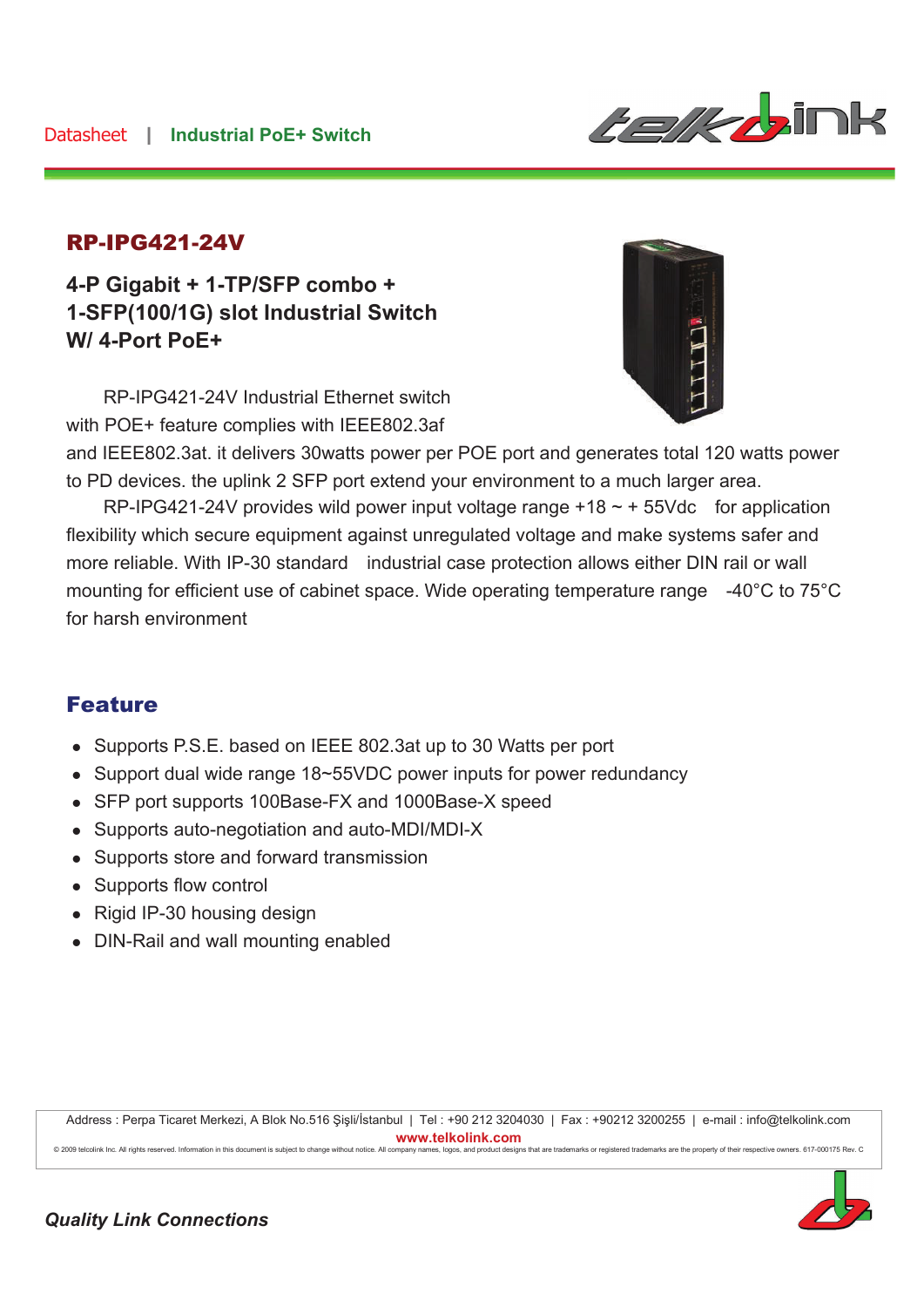Datasheet | Industrial PoE+ Switch

## RP-IPG421-24V

### 4-P Gigabit + 1-TP/SFP combo + 1-SFP(100/1G) slot Industrial Switch W/ 4-Port PoE+

RP-IPG421-24V Industrial Ethernet switch with POE+ feature complies with IEEE802.3af and IEEE802.3at. it delivers 30watts power per POE port and generates total 120 watts power to PD devices. the uplink 2 SFP port extend your environment to a much larger area.

RP-IPG421-24V provides wild power input voltage range +18 ~ + 55Vdc for application flexibility which secure equipment against unregulated voltage and make systems safer and more reliable. With IP-30 standard industrial case protection allows either DIN rail or wall mounting for efficient use of cabinet space. Wide operating temperature range -40°C to 75°C for harsh environment

## Feature

- Supports P.S.E. based on IEEE 802.3at up to 30 Watts per port
- Support dual wide range 18~55VDC power inputs for power redundancy
- SFP port supports 100Base-FX and 1000Base-X speed
- Supports auto-negotiation and auto-MDI/MDI-X
- Supports store and forward transmission
- Supports flow control
- Rigid IP-30 housing design
- DIN-Rail and wall mounting enabled

Address : Perpa Ticaret Merkezi, A Blok No.516 Şişli/İstanbul | Tel : +90 212 3204030 | Fax : +90212 3200255 | e-mail : info@telkolink.com
www.telkolink.com
© 2009 telcolink Inc. All rights reserved. Information in this document is subject to change without notice. All company names, logos, and product designs that are trademarks or registered trademarks are the property of their respective owners. 617-000175 Rev. C

*Quality Link Connections*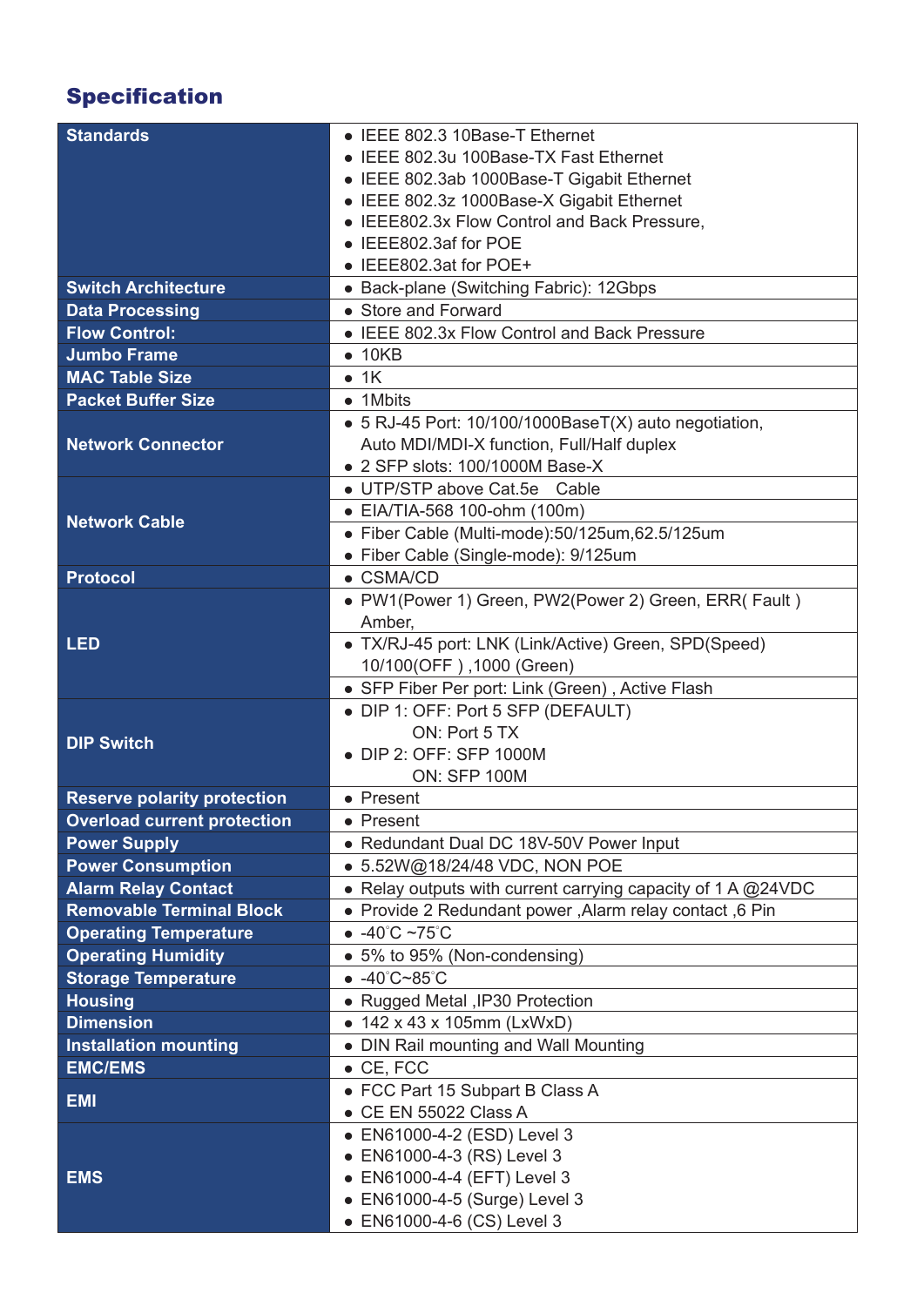## Specification

| | |
|---|---|
| **Standards** | • IEEE 802.3 10Base-T Ethernet<br>• IEEE 802.3u 100Base-TX Fast Ethernet<br>• IEEE 802.3ab 1000Base-T Gigabit Ethernet<br>• IEEE 802.3z 1000Base-X Gigabit Ethernet<br>• IEEE802.3x Flow Control and Back Pressure,<br>• IEEE802.3af for POE<br>• IEEE802.3at for POE+ |
| **Switch Architecture** | • Back-plane (Switching Fabric): 12Gbps |
| **Data Processing** | • Store and Forward |
| **Flow Control:** | • IEEE 802.3x Flow Control and Back Pressure |
| **Jumbo Frame** | • 10KB |
| **MAC Table Size** | • 1K |
| **Packet Buffer Size** | • 1Mbits |
| **Network Connector** | • 5 RJ-45 Port: 10/100/1000BaseT(X) auto negotiation, Auto MDI/MDI-X function, Full/Half duplex<br>• 2 SFP slots: 100/1000M Base-X |
| **Network Cable** | • UTP/STP above Cat.5e Cable<br>• EIA/TIA-568 100-ohm (100m)<br>• Fiber Cable (Multi-mode):50/125um,62.5/125um<br>• Fiber Cable (Single-mode): 9/125um |
| **Protocol** | • CSMA/CD |
| **LED** | • PW1(Power 1) Green, PW2(Power 2) Green, ERR( Fault ) Amber,<br>• TX/RJ-45 port: LNK (Link/Active) Green, SPD(Speed) 10/100(OFF ) ,1000 (Green)<br>• SFP Fiber Per port: Link (Green) , Active Flash |
| **DIP Switch** | • DIP 1: OFF: Port 5 SFP (DEFAULT)<br>ON: Port 5 TX<br>• DIP 2: OFF: SFP 1000M<br>ON: SFP 100M |
| **Reserve polarity protection** | • Present |
| **Overload current protection** | • Present |
| **Power Supply** | • Redundant Dual DC 18V-50V Power Input |
| **Power Consumption** | • 5.52W@18/24/48 VDC, NON POE |
| **Alarm Relay Contact** | • Relay outputs with current carrying capacity of 1 A @24VDC |
| **Removable Terminal Block** | • Provide 2 Redundant power ,Alarm relay contact ,6 Pin |
| **Operating Temperature** | • -40℃ ~75℃ |
| **Operating Humidity** | • 5% to 95% (Non-condensing) |
| **Storage Temperature** | • -40℃~85℃ |
| **Housing** | • Rugged Metal ,IP30 Protection |
| **Dimension** | • 142 x 43 x 105mm (LxWxD) |
| **Installation mounting** | • DIN Rail mounting and Wall Mounting |
| **EMC/EMS** | • CE, FCC |
| **EMI** | • FCC Part 15 Subpart B Class A<br>• CE EN 55022 Class A |
| **EMS** | • EN61000-4-2 (ESD) Level 3<br>• EN61000-4-3 (RS) Level 3<br>• EN61000-4-4 (EFT) Level 3<br>• EN61000-4-5 (Surge) Level 3<br>• EN61000-4-6 (CS) Level 3 |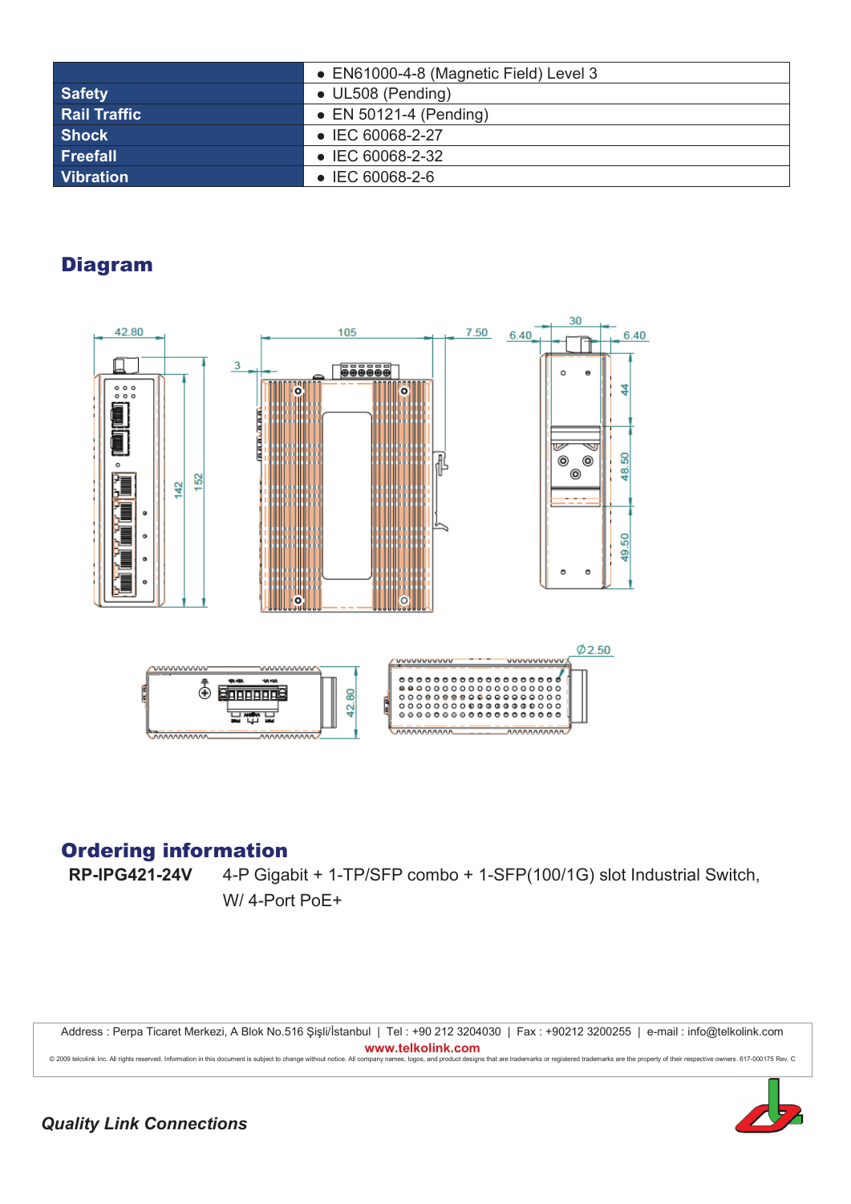| | |
|---|---|
| | ● EN61000-4-8 (Magnetic Field) Level 3 |
| **Safety** | ● UL508 (Pending) |
| **Rail Traffic** | ● EN 50121-4 (Pending) |
| **Shock** | ● IEC 60068-2-27 |
| **Freefall** | ● IEC 60068-2-32 |
| **Vibration** | ● IEC 60068-2-6 |

## Diagram

42.80
142
152
3
105
7.50
6.40
30
6.40
44
48.50
49.50
42.80
Ø2.50

## Ordering information

**RP-IPG421-24V** 4-P Gigabit + 1-TP/SFP combo + 1-SFP(100/1G) slot Industrial Switch, W/ 4-Port PoE+

Address : Perpa Ticaret Merkezi, A Blok No.516 Şişli/İstanbul | Tel : +90 212 3204030 | Fax : +90212 3200255 | e-mail : info@telkolink.com
www.telkolink.com
© 2009 telcolink Inc. All rights reserved. Information in this document is subject to change without notice. All company names, logos, and product designs that are trademarks or registered trademarks are the property of their respective owners. 617-000175 Rev. C

*Quality Link Connections*